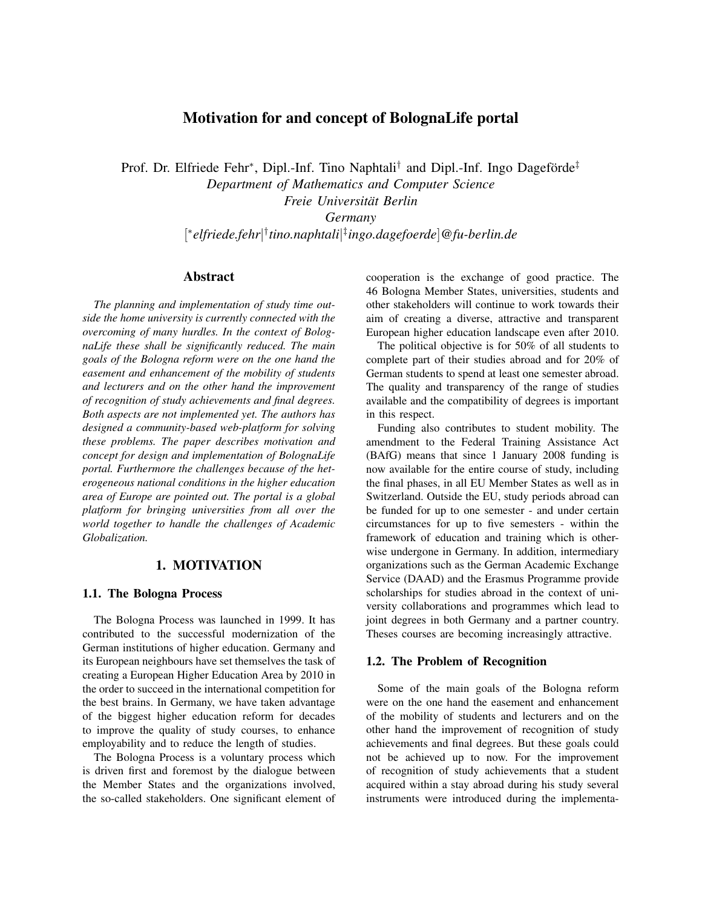# Motivation for and concept of BolognaLife portal

Prof. Dr. Elfriede Fehr[*], Dipl.-Inf. Tino Naphtali[†] and Dipl.-Inf. Ingo Dageförde[‡]
*Department of Mathematics and Computer Science*
*Freie Universität Berlin*
*Germany*
[[*]*elfriede.fehr*|[†]*tino.naphtali*|[‡]*ingo.dagefoerde*]*@fu-berlin.de*

## Abstract

*The planning and implementation of study time outside the home university is currently connected with the overcoming of many hurdles. In the context of BolognaLife these shall be significantly reduced. The main goals of the Bologna reform were on the one hand the easement and enhancement of the mobility of students and lecturers and on the other hand the improvement of recognition of study achievements and final degrees. Both aspects are not implemented yet. The authors has designed a community-based web-platform for solving these problems. The paper describes motivation and concept for design and implementation of BolognaLife portal. Furthermore the challenges because of the heterogeneous national conditions in the higher education area of Europe are pointed out. The portal is a global platform for bringing universities from all over the world together to handle the challenges of Academic Globalization.*

## 1. MOTIVATION

### 1.1. The Bologna Process

The Bologna Process was launched in 1999. It has contributed to the successful modernization of the German institutions of higher education. Germany and its European neighbours have set themselves the task of creating a European Higher Education Area by 2010 in the order to succeed in the international competition for the best brains. In Germany, we have taken advantage of the biggest higher education reform for decades to improve the quality of study courses, to enhance employability and to reduce the length of studies.

The Bologna Process is a voluntary process which is driven first and foremost by the dialogue between the Member States and the organizations involved, the so-called stakeholders. One significant element of cooperation is the exchange of good practice. The 46 Bologna Member States, universities, students and other stakeholders will continue to work towards their aim of creating a diverse, attractive and transparent European higher education landscape even after 2010.

The political objective is for 50% of all students to complete part of their studies abroad and for 20% of German students to spend at least one semester abroad. The quality and transparency of the range of studies available and the compatibility of degrees is important in this respect.

Funding also contributes to student mobility. The amendment to the Federal Training Assistance Act (BAfG) means that since 1 January 2008 funding is now available for the entire course of study, including the final phases, in all EU Member States as well as in Switzerland. Outside the EU, study periods abroad can be funded for up to one semester - and under certain circumstances for up to five semesters - within the framework of education and training which is otherwise undergone in Germany. In addition, intermediary organizations such as the German Academic Exchange Service (DAAD) and the Erasmus Programme provide scholarships for studies abroad in the context of university collaborations and programmes which lead to joint degrees in both Germany and a partner country. Theses courses are becoming increasingly attractive.

### 1.2. The Problem of Recognition

Some of the main goals of the Bologna reform were on the one hand the easement and enhancement of the mobility of students and lecturers and on the other hand the improvement of recognition of study achievements and final degrees. But these goals could not be achieved up to now. For the improvement of recognition of study achievements that a student acquired within a stay abroad during his study several instruments were introduced during the implementa-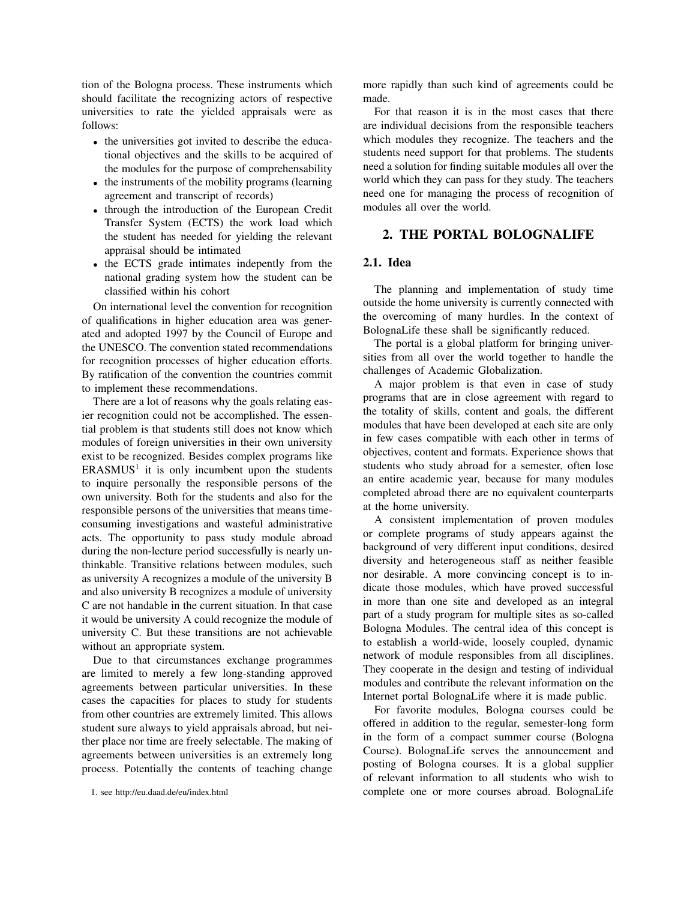tion of the Bologna process. These instruments which should facilitate the recognizing actors of respective universities to rate the yielded appraisals were as follows:

- the universities got invited to describe the educational objectives and the skills to be acquired of the modules for the purpose of comprehensability
- the instruments of the mobility programs (learning agreement and transcript of records)
- through the introduction of the European Credit Transfer System (ECTS) the work load which the student has needed for yielding the relevant appraisal should be intimated
- the ECTS grade intimates indepently from the national grading system how the student can be classified within his cohort

On international level the convention for recognition of qualifications in higher education area was generated and adopted 1997 by the Council of Europe and the UNESCO. The convention stated recommendations for recognition processes of higher education efforts. By ratification of the convention the countries commit to implement these recommendations.

There are a lot of reasons why the goals relating easier recognition could not be accomplished. The essential problem is that students still does not know which modules of foreign universities in their own university exist to be recognized. Besides complex programs like ERASMUS[1] it is only incumbent upon the students to inquire personally the responsible persons of the own university. Both for the students and also for the responsible persons of the universities that means time-consuming investigations and wasteful administrative acts. The opportunity to pass study module abroad during the non-lecture period successfully is nearly unthinkable. Transitive relations between modules, such as university A recognizes a module of the university B and also university B recognizes a module of university C are not handable in the current situation. In that case it would be university A could recognize the module of university C. But these transitions are not achievable without an appropriate system.

Due to that circumstances exchange programmes are limited to merely a few long-standing approved agreements between particular universities. In these cases the capacities for places to study for students from other countries are extremely limited. This allows student sure always to yield appraisals abroad, but neither place nor time are freely selectable. The making of agreements between universities is an extremely long process. Potentially the contents of teaching change more rapidly than such kind of agreements could be made.

For that reason it is in the most cases that there are individual decisions from the responsible teachers which modules they recognize. The teachers and the students need support for that problems. The students need a solution for finding suitable modules all over the world which they can pass for they study. The teachers need one for managing the process of recognition of modules all over the world.

1. see http://eu.daad.de/eu/index.html

## 2. THE PORTAL BOLOGNALIFE

### 2.1. Idea

The planning and implementation of study time outside the home university is currently connected with the overcoming of many hurdles. In the context of BolognaLife these shall be significantly reduced.

The portal is a global platform for bringing universities from all over the world together to handle the challenges of Academic Globalization.

A major problem is that even in case of study programs that are in close agreement with regard to the totality of skills, content and goals, the different modules that have been developed at each site are only in few cases compatible with each other in terms of objectives, content and formats. Experience shows that students who study abroad for a semester, often lose an entire academic year, because for many modules completed abroad there are no equivalent counterparts at the home university.

A consistent implementation of proven modules or complete programs of study appears against the background of very different input conditions, desired diversity and heterogeneous staff as neither feasible nor desirable. A more convincing concept is to indicate those modules, which have proved successful in more than one site and developed as an integral part of a study program for multiple sites as so-called Bologna Modules. The central idea of this concept is to establish a world-wide, loosely coupled, dynamic network of module responsibles from all disciplines. They cooperate in the design and testing of individual modules and contribute the relevant information on the Internet portal BolognaLife where it is made public.

For favorite modules, Bologna courses could be offered in addition to the regular, semester-long form in the form of a compact summer course (Bologna Course). BolognaLife serves the announcement and posting of Bologna courses. It is a global supplier of relevant information to all students who wish to complete one or more courses abroad. BolognaLife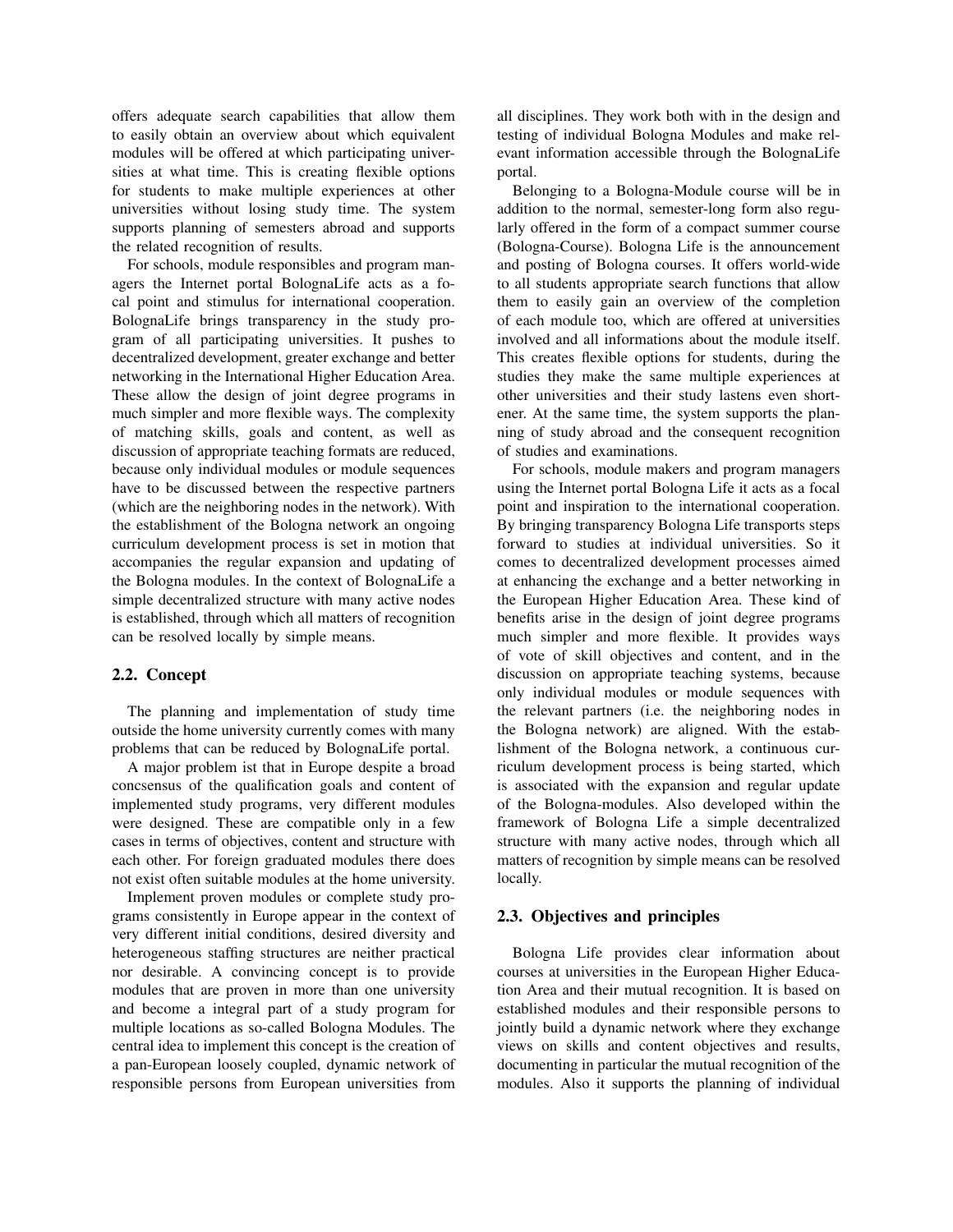offers adequate search capabilities that allow them to easily obtain an overview about which equivalent modules will be offered at which participating universities at what time. This is creating flexible options for students to make multiple experiences at other universities without losing study time. The system supports planning of semesters abroad and supports the related recognition of results.

For schools, module responsibles and program managers the Internet portal BolognaLife acts as a focal point and stimulus for international cooperation. BolognaLife brings transparency in the study program of all participating universities. It pushes to decentralized development, greater exchange and better networking in the International Higher Education Area. These allow the design of joint degree programs in much simpler and more flexible ways. The complexity of matching skills, goals and content, as well as discussion of appropriate teaching formats are reduced, because only individual modules or module sequences have to be discussed between the respective partners (which are the neighboring nodes in the network). With the establishment of the Bologna network an ongoing curriculum development process is set in motion that accompanies the regular expansion and updating of the Bologna modules. In the context of BolognaLife a simple decentralized structure with many active nodes is established, through which all matters of recognition can be resolved locally by simple means.

### 2.2. Concept

The planning and implementation of study time outside the home university currently comes with many problems that can be reduced by BolognaLife portal.

A major problem ist that in Europe despite a broad concsensus of the qualification goals and content of implemented study programs, very different modules were designed. These are compatible only in a few cases in terms of objectives, content and structure with each other. For foreign graduated modules there does not exist often suitable modules at the home university.

Implement proven modules or complete study programs consistently in Europe appear in the context of very different initial conditions, desired diversity and heterogeneous staffing structures are neither practical nor desirable. A convincing concept is to provide modules that are proven in more than one university and become a integral part of a study program for multiple locations as so-called Bologna Modules. The central idea to implement this concept is the creation of a pan-European loosely coupled, dynamic network of responsible persons from European universities from all disciplines. They work both with in the design and testing of individual Bologna Modules and make relevant information accessible through the BolognaLife portal.

Belonging to a Bologna-Module course will be in addition to the normal, semester-long form also regularly offered in the form of a compact summer course (Bologna-Course). Bologna Life is the announcement and posting of Bologna courses. It offers world-wide to all students appropriate search functions that allow them to easily gain an overview of the completion of each module too, which are offered at universities involved and all informations about the module itself. This creates flexible options for students, during the studies they make the same multiple experiences at other universities and their study lastens even shortener. At the same time, the system supports the planning of study abroad and the consequent recognition of studies and examinations.

For schools, module makers and program managers using the Internet portal Bologna Life it acts as a focal point and inspiration to the international cooperation. By bringing transparency Bologna Life transports steps forward to studies at individual universities. So it comes to decentralized development processes aimed at enhancing the exchange and a better networking in the European Higher Education Area. These kind of benefits arise in the design of joint degree programs much simpler and more flexible. It provides ways of vote of skill objectives and content, and in the discussion on appropriate teaching systems, because only individual modules or module sequences with the relevant partners (i.e. the neighboring nodes in the Bologna network) are aligned. With the establishment of the Bologna network, a continuous curriculum development process is being started, which is associated with the expansion and regular update of the Bologna-modules. Also developed within the framework of Bologna Life a simple decentralized structure with many active nodes, through which all matters of recognition by simple means can be resolved locally.

### 2.3. Objectives and principles

Bologna Life provides clear information about courses at universities in the European Higher Education Area and their mutual recognition. It is based on established modules and their responsible persons to jointly build a dynamic network where they exchange views on skills and content objectives and results, documenting in particular the mutual recognition of the modules. Also it supports the planning of individual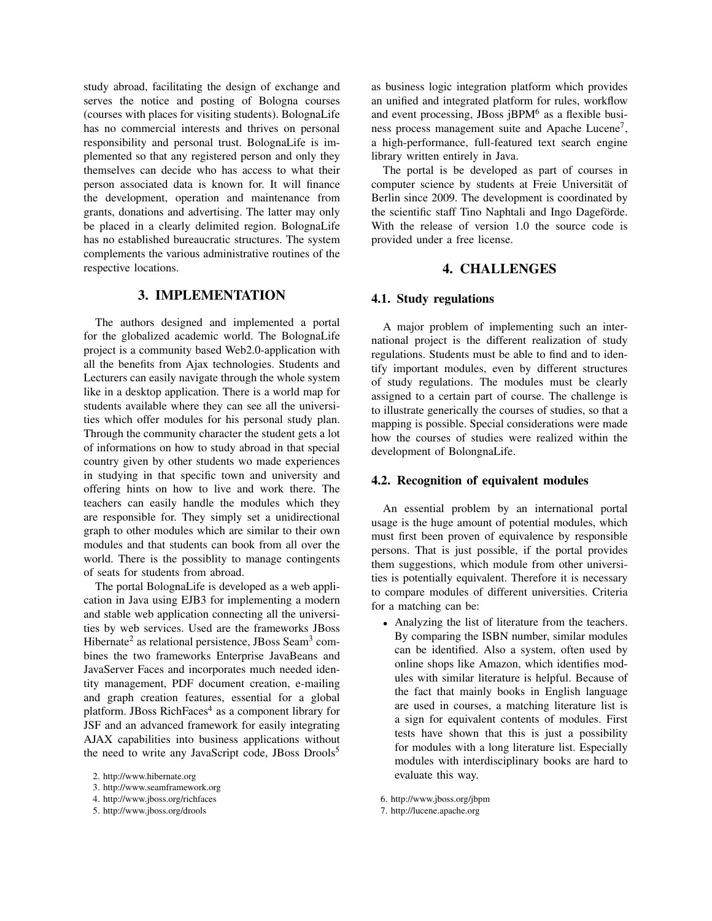study abroad, facilitating the design of exchange and serves the notice and posting of Bologna courses (courses with places for visiting students). BolognaLife has no commercial interests and thrives on personal responsibility and personal trust. BolognaLife is implemented so that any registered person and only they themselves can decide who has access to what their person associated data is known for. It will finance the development, operation and maintenance from grants, donations and advertising. The latter may only be placed in a clearly delimited region. BolognaLife has no established bureaucratic structures. The system complements the various administrative routines of the respective locations.

## 3. IMPLEMENTATION

The authors designed and implemented a portal for the globalized academic world. The BolognaLife project is a community based Web2.0-application with all the benefits from Ajax technologies. Students and Lecturers can easily navigate through the whole system like in a desktop application. There is a world map for students available where they can see all the universities which offer modules for his personal study plan. Through the community character the student gets a lot of informations on how to study abroad in that special country given by other students wo made experiences in studying in that specific town and university and offering hints on how to live and work there. The teachers can easily handle the modules which they are responsible for. They simply set a unidirectional graph to other modules which are similar to their own modules and that students can book from all over the world. There is the possiblity to manage contingents of seats for students from abroad.

The portal BolognaLife is developed as a web application in Java using EJB3 for implementing a modern and stable web application connecting all the universities by web services. Used are the frameworks JBoss Hibernate[2] as relational persistence, JBoss Seam[3] combines the two frameworks Enterprise JavaBeans and JavaServer Faces and incorporates much needed identity management, PDF document creation, e-mailing and graph creation features, essential for a global platform. JBoss RichFaces[4] as a component library for JSF and an advanced framework for easily integrating AJAX capabilities into business applications without the need to write any JavaScript code, JBoss Drools[5] as business logic integration platform which provides an unified and integrated platform for rules, workflow and event processing, JBoss jBPM[6] as a flexible business process management suite and Apache Lucene[7], a high-performance, full-featured text search engine library written entirely in Java.

The portal is be developed as part of courses in computer science by students at Freie Universität of Berlin since 2009. The development is coordinated by the scientific staff Tino Naphtali and Ingo Dageförde. With the release of version 1.0 the source code is provided under a free license.

2. http://www.hibernate.org
3. http://www.seamframework.org
4. http://www.jboss.org/richfaces
5. http://www.jboss.org/drools
6. http://www.jboss.org/jbpm
7. http://lucene.apache.org

## 4. CHALLENGES

### 4.1. Study regulations

A major problem of implementing such an international project is the different realization of study regulations. Students must be able to find and to identify important modules, even by different structures of study regulations. The modules must be clearly assigned to a certain part of course. The challenge is to illustrate generically the courses of studies, so that a mapping is possible. Special considerations were made how the courses of studies were realized within the development of BolongnaLife.

### 4.2. Recognition of equivalent modules

An essential problem by an international portal usage is the huge amount of potential modules, which must first been proven of equivalence by responsible persons. That is just possible, if the portal provides them suggestions, which module from other universities is potentially equivalent. Therefore it is necessary to compare modules of different universities. Criteria for a matching can be:

- Analyzing the list of literature from the teachers. By comparing the ISBN number, similar modules can be identified. Also a system, often used by online shops like Amazon, which identifies modules with similar literature is helpful. Because of the fact that mainly books in English language are used in courses, a matching literature list is a sign for equivalent contents of modules. First tests have shown that this is just a possibility for modules with a long literature list. Especially modules with interdisciplinary books are hard to evaluate this way.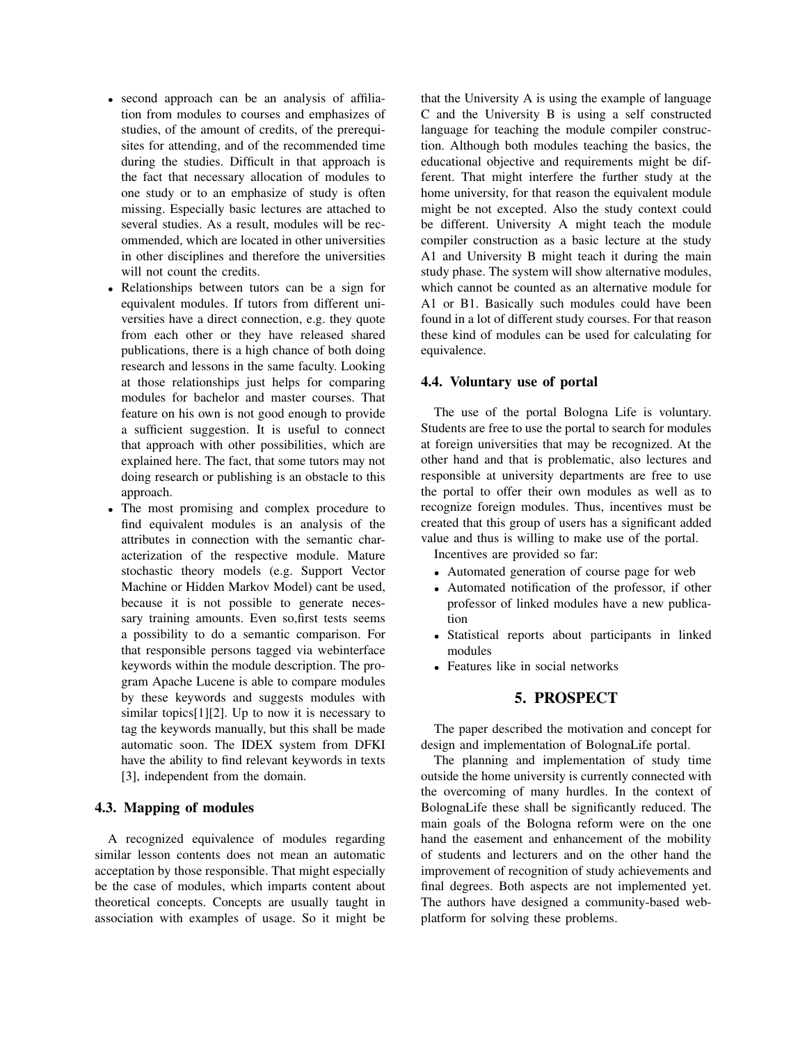- second approach can be an analysis of affiliation from modules to courses and emphasizes of studies, of the amount of credits, of the prerequisites for attending, and of the recommended time during the studies. Difficult in that approach is the fact that necessary allocation of modules to one study or to an emphasize of study is often missing. Especially basic lectures are attached to several studies. As a result, modules will be recommended, which are located in other universities in other disciplines and therefore the universities will not count the credits.
- Relationships between tutors can be a sign for equivalent modules. If tutors from different universities have a direct connection, e.g. they quote from each other or they have released shared publications, there is a high chance of both doing research and lessons in the same faculty. Looking at those relationships just helps for comparing modules for bachelor and master courses. That feature on his own is not good enough to provide a sufficient suggestion. It is useful to connect that approach with other possibilities, which are explained here. The fact, that some tutors may not doing research or publishing is an obstacle to this approach.
- The most promising and complex procedure to find equivalent modules is an analysis of the attributes in connection with the semantic characterization of the respective module. Mature stochastic theory models (e.g. Support Vector Machine or Hidden Markov Model) cant be used, because it is not possible to generate necessary training amounts. Even so,first tests seems a possibility to do a semantic comparison. For that responsible persons tagged via webinterface keywords within the module description. The program Apache Lucene is able to compare modules by these keywords and suggests modules with similar topics[1][2]. Up to now it is necessary to tag the keywords manually, but this shall be made automatic soon. The IDEX system from DFKI have the ability to find relevant keywords in texts [3], independent from the domain.

### 4.3. Mapping of modules

A recognized equivalence of modules regarding similar lesson contents does not mean an automatic acceptation by those responsible. That might especially be the case of modules, which imparts content about theoretical concepts. Concepts are usually taught in association with examples of usage. So it might be that the University A is using the example of language C and the University B is using a self constructed language for teaching the module compiler construction. Although both modules teaching the basics, the educational objective and requirements might be different. That might interfere the further study at the home university, for that reason the equivalent module might be not excepted. Also the study context could be different. University A might teach the module compiler construction as a basic lecture at the study A1 and University B might teach it during the main study phase. The system will show alternative modules, which cannot be counted as an alternative module for A1 or B1. Basically such modules could have been found in a lot of different study courses. For that reason these kind of modules can be used for calculating for equivalence.

### 4.4. Voluntary use of portal

The use of the portal Bologna Life is voluntary. Students are free to use the portal to search for modules at foreign universities that may be recognized. At the other hand and that is problematic, also lectures and responsible at university departments are free to use the portal to offer their own modules as well as to recognize foreign modules. Thus, incentives must be created that this group of users has a significant added value and thus is willing to make use of the portal.

Incentives are provided so far:

- Automated generation of course page for web
- Automated notification of the professor, if other professor of linked modules have a new publication
- Statistical reports about participants in linked modules
- Features like in social networks

## 5. PROSPECT

The paper described the motivation and concept for design and implementation of BolognaLife portal.

The planning and implementation of study time outside the home university is currently connected with the overcoming of many hurdles. In the context of BolognaLife these shall be significantly reduced. The main goals of the Bologna reform were on the one hand the easement and enhancement of the mobility of students and lecturers and on the other hand the improvement of recognition of study achievements and final degrees. Both aspects are not implemented yet. The authors have designed a community-based web-platform for solving these problems.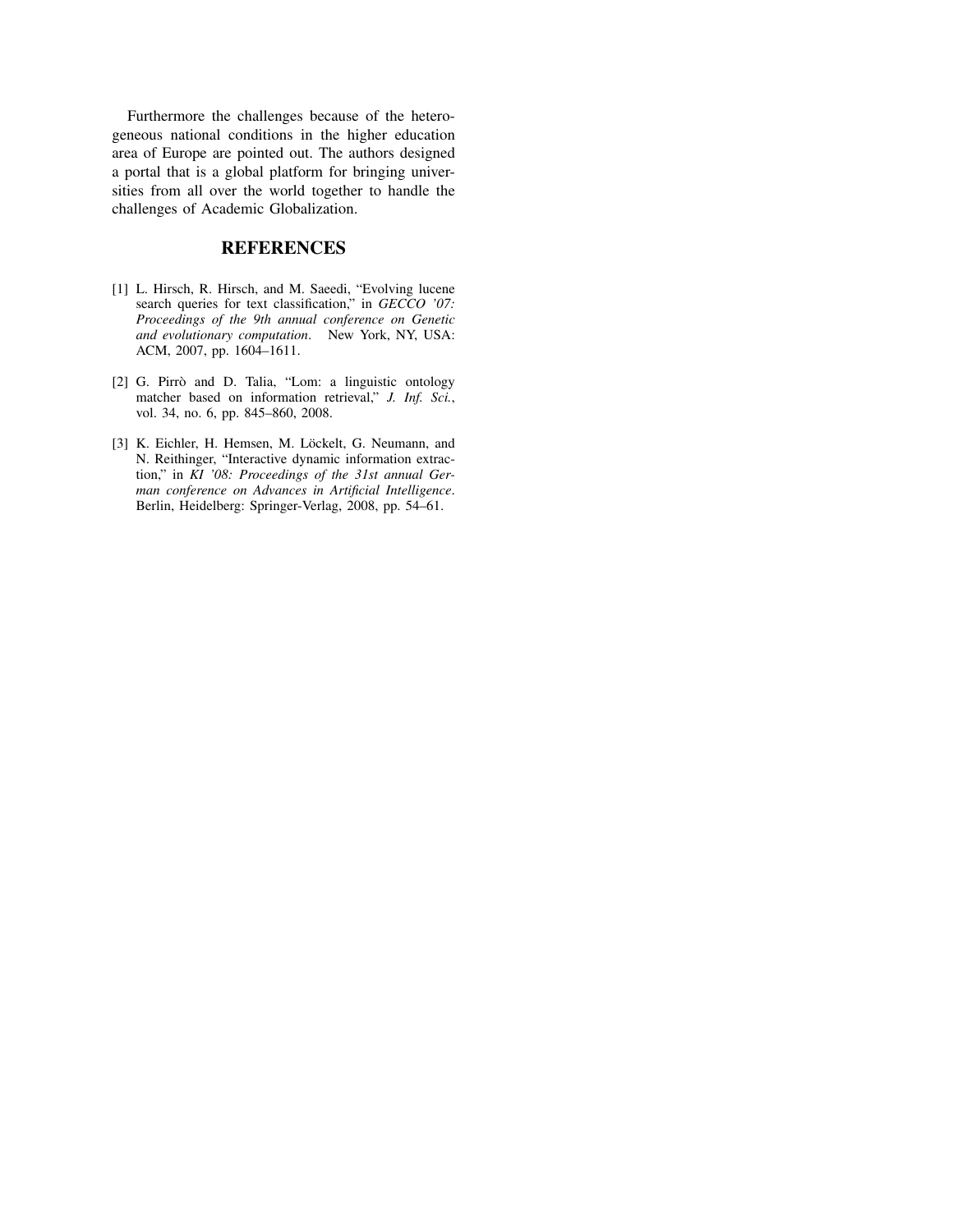Furthermore the challenges because of the heterogeneous national conditions in the higher education area of Europe are pointed out. The authors designed a portal that is a global platform for bringing universities from all over the world together to handle the challenges of Academic Globalization.

## REFERENCES

[1] L. Hirsch, R. Hirsch, and M. Saeedi, "Evolving lucene search queries for text classification," in *GECCO '07: Proceedings of the 9th annual conference on Genetic and evolutionary computation*. New York, NY, USA: ACM, 2007, pp. 1604–1611.

[2] G. Pirrò and D. Talia, "Lom: a linguistic ontology matcher based on information retrieval," *J. Inf. Sci.*, vol. 34, no. 6, pp. 845–860, 2008.

[3] K. Eichler, H. Hemsen, M. Löckelt, G. Neumann, and N. Reithinger, "Interactive dynamic information extraction," in *KI '08: Proceedings of the 31st annual German conference on Advances in Artificial Intelligence*. Berlin, Heidelberg: Springer-Verlag, 2008, pp. 54–61.